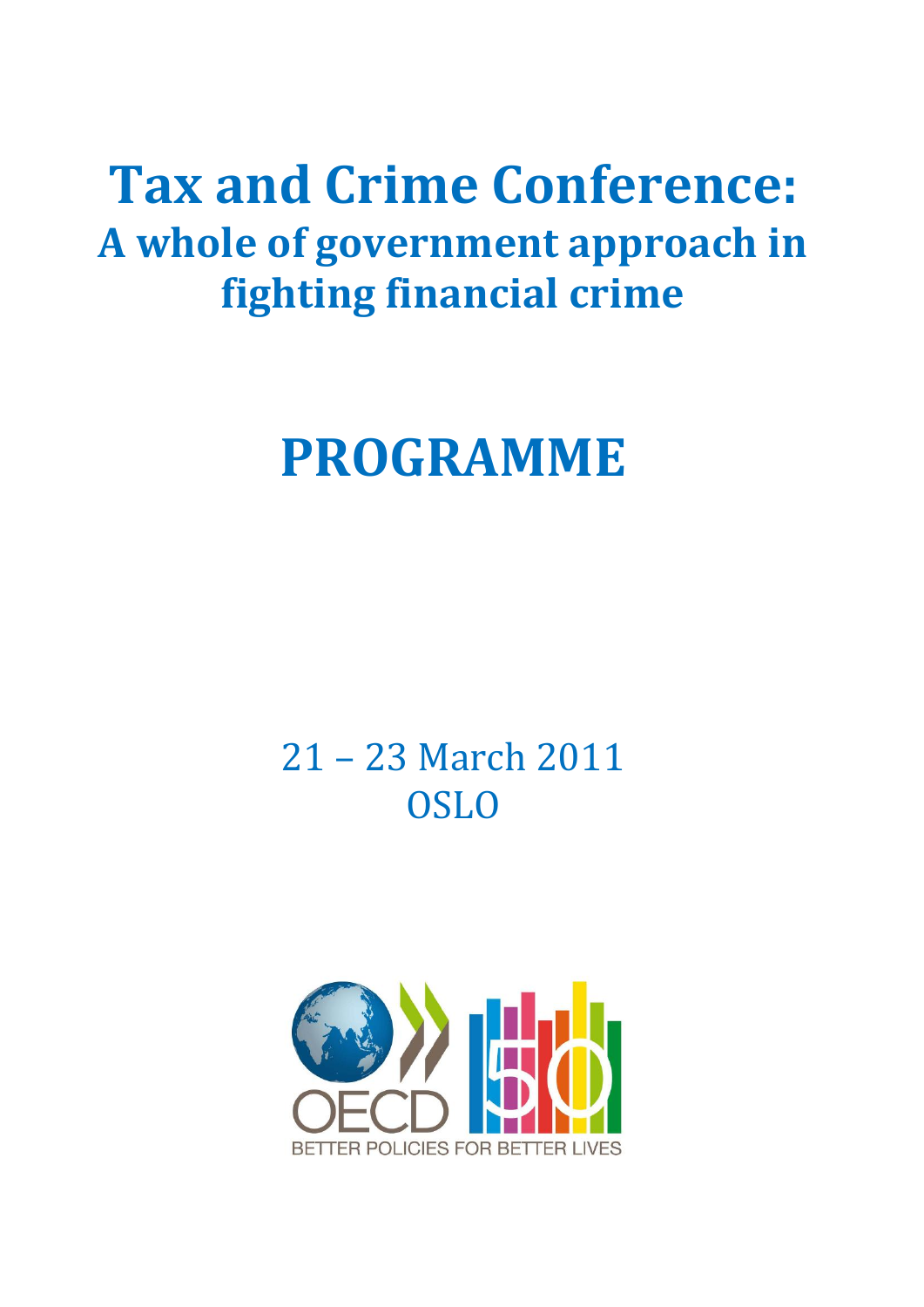# Tax and Crime Conference:
## A whole of government approach in fighting financial crime

# PROGRAMME

21 – 23 March 2011
OSLO

OECD
BETTER POLICIES FOR BETTER LIVES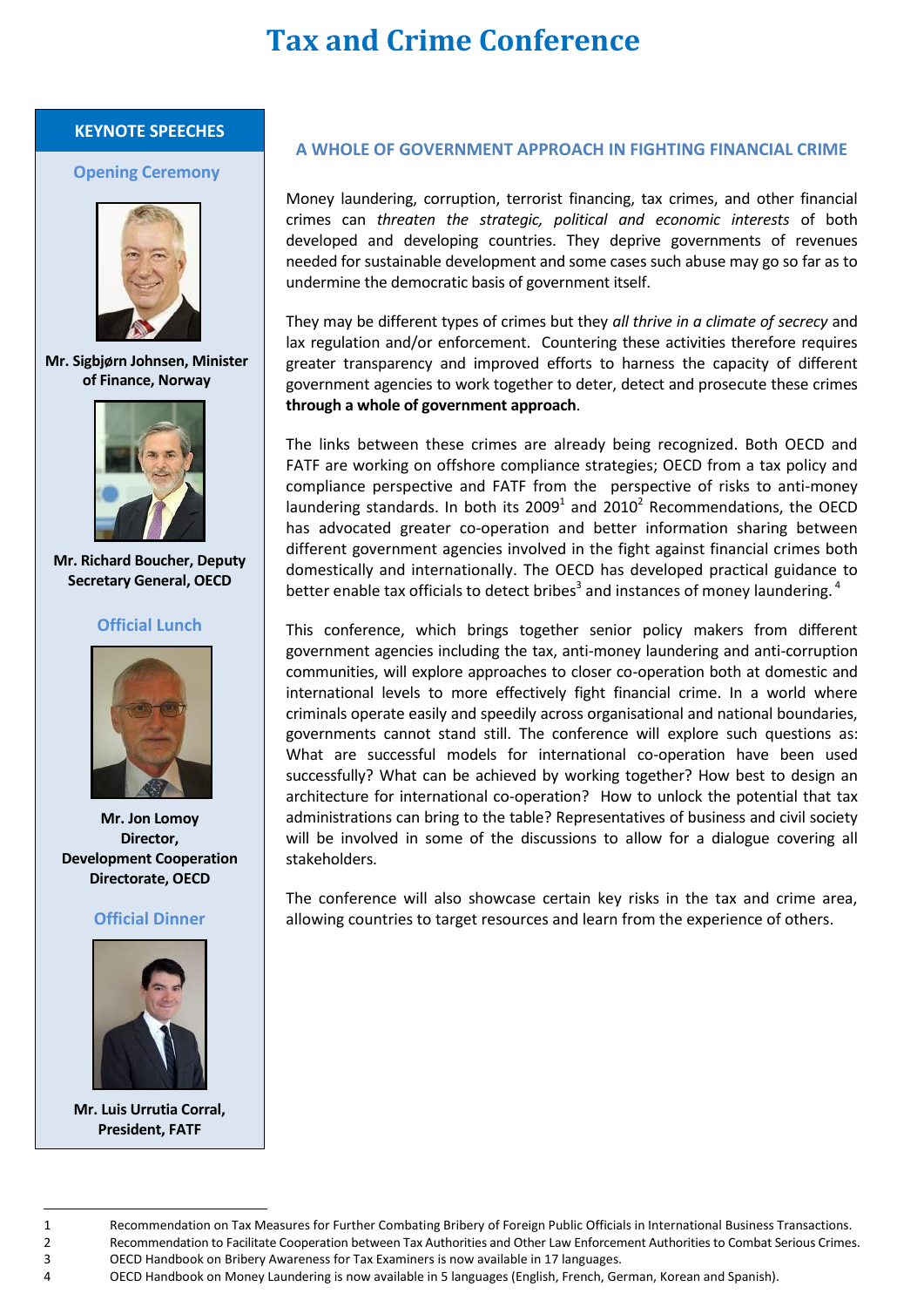# Tax and Crime Conference

## KEYNOTE SPEECHES

### Opening Ceremony

**Mr. Sigbjørn Johnsen, Minister of Finance, Norway**

**Mr. Richard Boucher, Deputy Secretary General, OECD**

### Official Lunch

**Mr. Jon Lomoy Director, Development Cooperation Directorate, OECD**

### Official Dinner

**Mr. Luis Urrutia Corral, President, FATF**

## A WHOLE OF GOVERNMENT APPROACH IN FIGHTING FINANCIAL CRIME

Money laundering, corruption, terrorist financing, tax crimes, and other financial crimes can *threaten the strategic, political and economic interests* of both developed and developing countries. They deprive governments of revenues needed for sustainable development and some cases such abuse may go so far as to undermine the democratic basis of government itself.

They may be different types of crimes but they *all thrive in a climate of secrecy* and lax regulation and/or enforcement. Countering these activities therefore requires greater transparency and improved efforts to harness the capacity of different government agencies to work together to deter, detect and prosecute these crimes **through a whole of government approach**.

The links between these crimes are already being recognized. Both OECD and FATF are working on offshore compliance strategies; OECD from a tax policy and compliance perspective and FATF from the perspective of risks to anti-money laundering standards. In both its 2009[1] and 2010[2] Recommendations, the OECD has advocated greater co-operation and better information sharing between different government agencies involved in the fight against financial crimes both domestically and internationally. The OECD has developed practical guidance to better enable tax officials to detect bribes[3] and instances of money laundering.[4]

This conference, which brings together senior policy makers from different government agencies including the tax, anti-money laundering and anti-corruption communities, will explore approaches to closer co-operation both at domestic and international levels to more effectively fight financial crime. In a world where criminals operate easily and speedily across organisational and national boundaries, governments cannot stand still. The conference will explore such questions as: What are successful models for international co-operation have been used successfully? What can be achieved by working together? How best to design an architecture for international co-operation? How to unlock the potential that tax administrations can bring to the table? Representatives of business and civil society will be involved in some of the discussions to allow for a dialogue covering all stakeholders.

The conference will also showcase certain key risks in the tax and crime area, allowing countries to target resources and learn from the experience of others.

---

1. Recommendation on Tax Measures for Further Combating Bribery of Foreign Public Officials in International Business Transactions.
2. Recommendation to Facilitate Cooperation between Tax Authorities and Other Law Enforcement Authorities to Combat Serious Crimes.
3. OECD Handbook on Bribery Awareness for Tax Examiners is now available in 17 languages.
4. OECD Handbook on Money Laundering is now available in 5 languages (English, French, German, Korean and Spanish).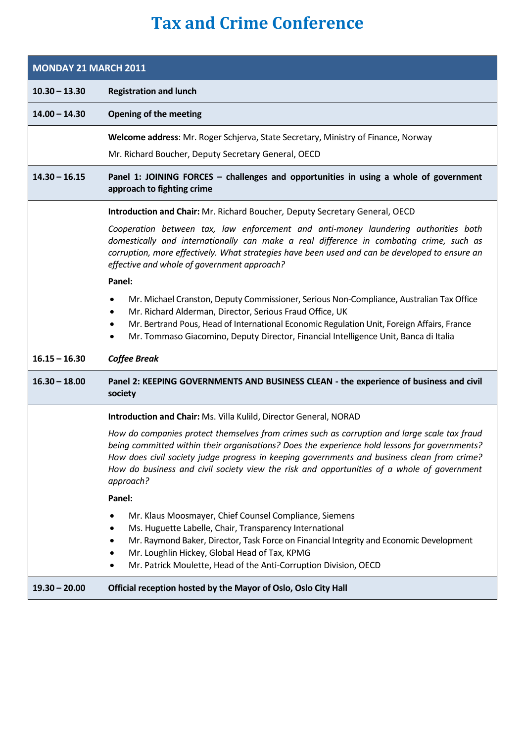# Tax and Crime Conference

| MONDAY 21 MARCH 2011 | |
|---|---|
| **10.30 – 13.30** | **Registration and lunch** |
| **14.00 – 14.30** | **Opening of the meeting** |
| | **Welcome address**: Mr. Roger Schjerva, State Secretary, Ministry of Finance, Norway<br><br>Mr. Richard Boucher, Deputy Secretary General, OECD |
| **14.30 – 16.15** | **Panel 1: JOINING FORCES – challenges and opportunities in using a whole of government approach to fighting crime** |
| | **Introduction and Chair:** Mr. Richard Boucher, Deputy Secretary General, OECD<br><br>*Cooperation between tax, law enforcement and anti-money laundering authorities both domestically and internationally can make a real difference in combating crime, such as corruption, more effectively. What strategies have been used and can be developed to ensure an effective and whole of government approach?*<br><br>**Panel:**<br><br>• Mr. Michael Cranston, Deputy Commissioner, Serious Non-Compliance, Australian Tax Office<br>• Mr. Richard Alderman, Director, Serious Fraud Office, UK<br>• Mr. Bertrand Pous, Head of International Economic Regulation Unit, Foreign Affairs, France<br>• Mr. Tommaso Giacomino, Deputy Director, Financial Intelligence Unit, Banca di Italia |
| **16.15 – 16.30** | ***Coffee Break*** |
| **16.30 – 18.00** | **Panel 2: KEEPING GOVERNMENTS AND BUSINESS CLEAN - the experience of business and civil society** |
| | **Introduction and Chair:** Ms. Villa Kulild, Director General, NORAD<br><br>*How do companies protect themselves from crimes such as corruption and large scale tax fraud being committed within their organisations? Does the experience hold lessons for governments? How does civil society judge progress in keeping governments and business clean from crime? How do business and civil society view the risk and opportunities of a whole of government approach?*<br><br>**Panel:**<br><br>• Mr. Klaus Moosmayer, Chief Counsel Compliance, Siemens<br>• Ms. Huguette Labelle, Chair, Transparency International<br>• Mr. Raymond Baker, Director, Task Force on Financial Integrity and Economic Development<br>• Mr. Loughlin Hickey, Global Head of Tax, KPMG<br>• Mr. Patrick Moulette, Head of the Anti-Corruption Division, OECD |
| **19.30 – 20.00** | **Official reception hosted by the Mayor of Oslo, Oslo City Hall** |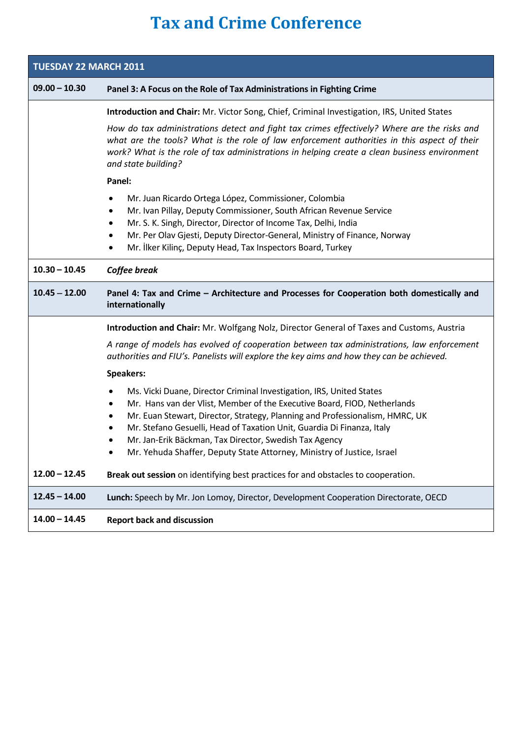# Tax and Crime Conference

| TUESDAY 22 MARCH 2011 | |
|---|---|
| **09.00 – 10.30** | **Panel 3: A Focus on the Role of Tax Administrations in Fighting Crime** |
| | **Introduction and Chair:** Mr. Victor Song, Chief, Criminal Investigation, IRS, United States<br><br>*How do tax administrations detect and fight tax crimes effectively? Where are the risks and what are the tools? What is the role of law enforcement authorities in this aspect of their work? What is the role of tax administrations in helping create a clean business environment and state building?*<br><br>**Panel:**<br>• Mr. Juan Ricardo Ortega López, Commissioner, Colombia<br>• Mr. Ivan Pillay, Deputy Commissioner, South African Revenue Service<br>• Mr. S. K. Singh, Director, Director of Income Tax, Delhi, India<br>• Mr. Per Olav Gjesti, Deputy Director-General, Ministry of Finance, Norway<br>• Mr. İlker Kilinç, Deputy Head, Tax Inspectors Board, Turkey |
| **10.30 – 10.45** | ***Coffee break*** |
| **10.45 – 12.00** | **Panel 4: Tax and Crime – Architecture and Processes for Cooperation both domestically and internationally** |
| | **Introduction and Chair:** Mr. Wolfgang Nolz, Director General of Taxes and Customs, Austria<br><br>*A range of models has evolved of cooperation between tax administrations, law enforcement authorities and FIU's. Panelists will explore the key aims and how they can be achieved.*<br><br>**Speakers:**<br>• Ms. Vicki Duane, Director Criminal Investigation, IRS, United States<br>• Mr. Hans van der Vlist, Member of the Executive Board, FIOD, Netherlands<br>• Mr. Euan Stewart, Director, Strategy, Planning and Professionalism, HMRC, UK<br>• Mr. Stefano Gesuelli, Head of Taxation Unit, Guardia Di Finanza, Italy<br>• Mr. Jan-Erik Bäckman, Tax Director, Swedish Tax Agency<br>• Mr. Yehuda Shaffer, Deputy State Attorney, Ministry of Justice, Israel |
| **12.00 – 12.45** | **Break out session** on identifying best practices for and obstacles to cooperation. |
| **12.45 – 14.00** | **Lunch:** Speech by Mr. Jon Lomoy, Director, Development Cooperation Directorate, OECD |
| **14.00 – 14.45** | **Report back and discussion** |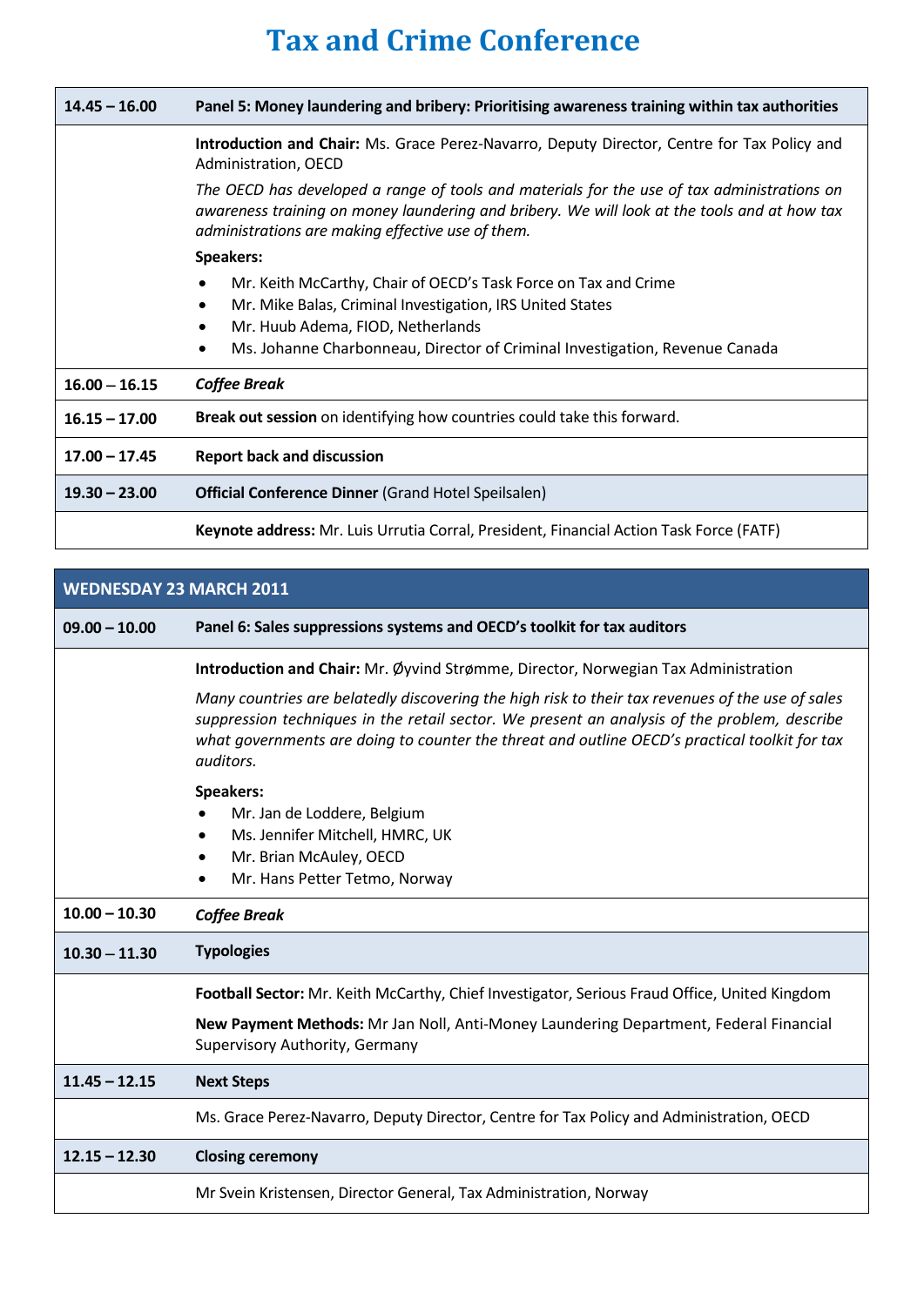# Tax and Crime Conference

| | |
|---|---|
| **14.45 – 16.00** | **Panel 5: Money laundering and bribery: Prioritising awareness training within tax authorities** |
| | **Introduction and Chair:** Ms. Grace Perez-Navarro, Deputy Director, Centre for Tax Policy and Administration, OECD<br>*The OECD has developed a range of tools and materials for the use of tax administrations on awareness training on money laundering and bribery. We will look at the tools and at how tax administrations are making effective use of them.*<br>**Speakers:**<br>• Mr. Keith McCarthy, Chair of OECD's Task Force on Tax and Crime<br>• Mr. Mike Balas, Criminal Investigation, IRS United States<br>• Mr. Huub Adema, FIOD, Netherlands<br>• Ms. Johanne Charbonneau, Director of Criminal Investigation, Revenue Canada |
| **16.00 – 16.15** | ***Coffee Break*** |
| **16.15 – 17.00** | **Break out session** on identifying how countries could take this forward. |
| **17.00 – 17.45** | **Report back and discussion** |
| **19.30 – 23.00** | **Official Conference Dinner** (Grand Hotel Speilsalen) |
| | **Keynote address:** Mr. Luis Urrutia Corral, President, Financial Action Task Force (FATF) |

| **WEDNESDAY 23 MARCH 2011** | |
|---|---|
| **09.00 – 10.00** | **Panel 6: Sales suppressions systems and OECD's toolkit for tax auditors** |
| | **Introduction and Chair:** Mr. Øyvind Strømme, Director, Norwegian Tax Administration<br>*Many countries are belatedly discovering the high risk to their tax revenues of the use of sales suppression techniques in the retail sector. We present an analysis of the problem, describe what governments are doing to counter the threat and outline OECD's practical toolkit for tax auditors.*<br>**Speakers:**<br>• Mr. Jan de Loddere, Belgium<br>• Ms. Jennifer Mitchell, HMRC, UK<br>• Mr. Brian McAuley, OECD<br>• Mr. Hans Petter Tetmo, Norway |
| **10.00 – 10.30** | ***Coffee Break*** |
| **10.30 – 11.30** | **Typologies** |
| | **Football Sector:** Mr. Keith McCarthy, Chief Investigator, Serious Fraud Office, United Kingdom<br>**New Payment Methods:** Mr Jan Noll, Anti-Money Laundering Department, Federal Financial Supervisory Authority, Germany |
| **11.45 – 12.15** | **Next Steps** |
| | Ms. Grace Perez-Navarro, Deputy Director, Centre for Tax Policy and Administration, OECD |
| **12.15 – 12.30** | **Closing ceremony** |
| | Mr Svein Kristensen, Director General, Tax Administration, Norway |